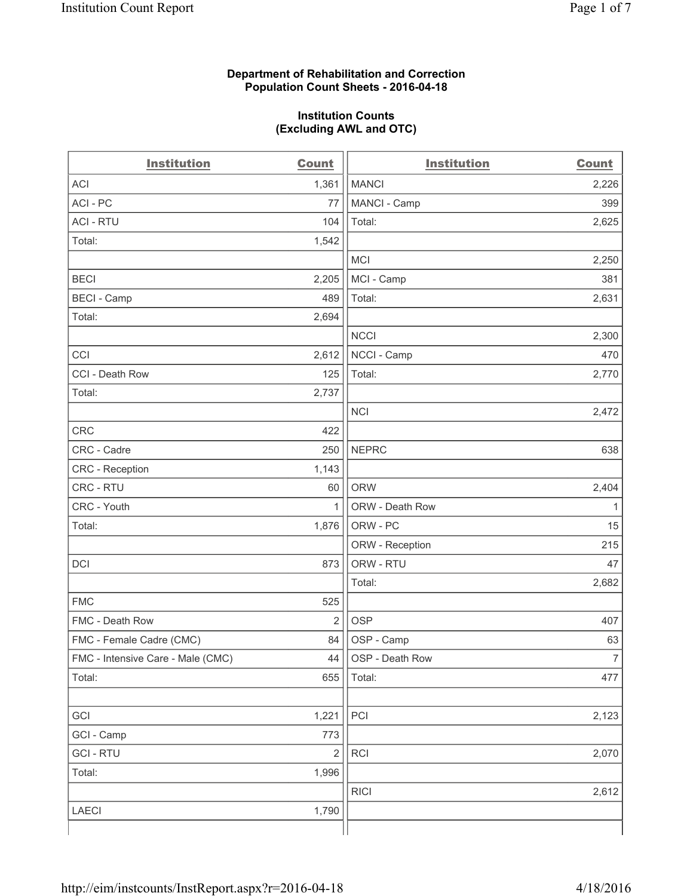**Department of Rehabilitation and Correction**
**Population Count Sheets - 2016-04-18**

**Institution Counts**
**(Excluding AWL and OTC)**

| Institution | Count | Institution | Count |
|---|---|---|---|
| ACI | 1,361 | MANCI | 2,226 |
| ACI - PC | 77 | MANCI - Camp | 399 |
| ACI - RTU | 104 | Total: | 2,625 |
| Total: | 1,542 | | |
| | | MCI | 2,250 |
| BECI | 2,205 | MCI - Camp | 381 |
| BECI - Camp | 489 | Total: | 2,631 |
| Total: | 2,694 | | |
| | | NCCI | 2,300 |
| CCI | 2,612 | NCCI - Camp | 470 |
| CCI - Death Row | 125 | Total: | 2,770 |
| Total: | 2,737 | | |
| | | NCI | 2,472 |
| CRC | 422 | | |
| CRC - Cadre | 250 | NEPRC | 638 |
| CRC - Reception | 1,143 | | |
| CRC - RTU | 60 | ORW | 2,404 |
| CRC - Youth | 1 | ORW - Death Row | 1 |
| Total: | 1,876 | ORW - PC | 15 |
| | | ORW - Reception | 215 |
| DCI | 873 | ORW - RTU | 47 |
| | | Total: | 2,682 |
| FMC | 525 | | |
| FMC - Death Row | 2 | OSP | 407 |
| FMC - Female Cadre (CMC) | 84 | OSP - Camp | 63 |
| FMC - Intensive Care - Male (CMC) | 44 | OSP - Death Row | 7 |
| Total: | 655 | Total: | 477 |
| | | | |
| GCI | 1,221 | PCI | 2,123 |
| GCI - Camp | 773 | | |
| GCI - RTU | 2 | RCI | 2,070 |
| Total: | 1,996 | | |
| | | RICI | 2,612 |
| LAECI | 1,790 | | |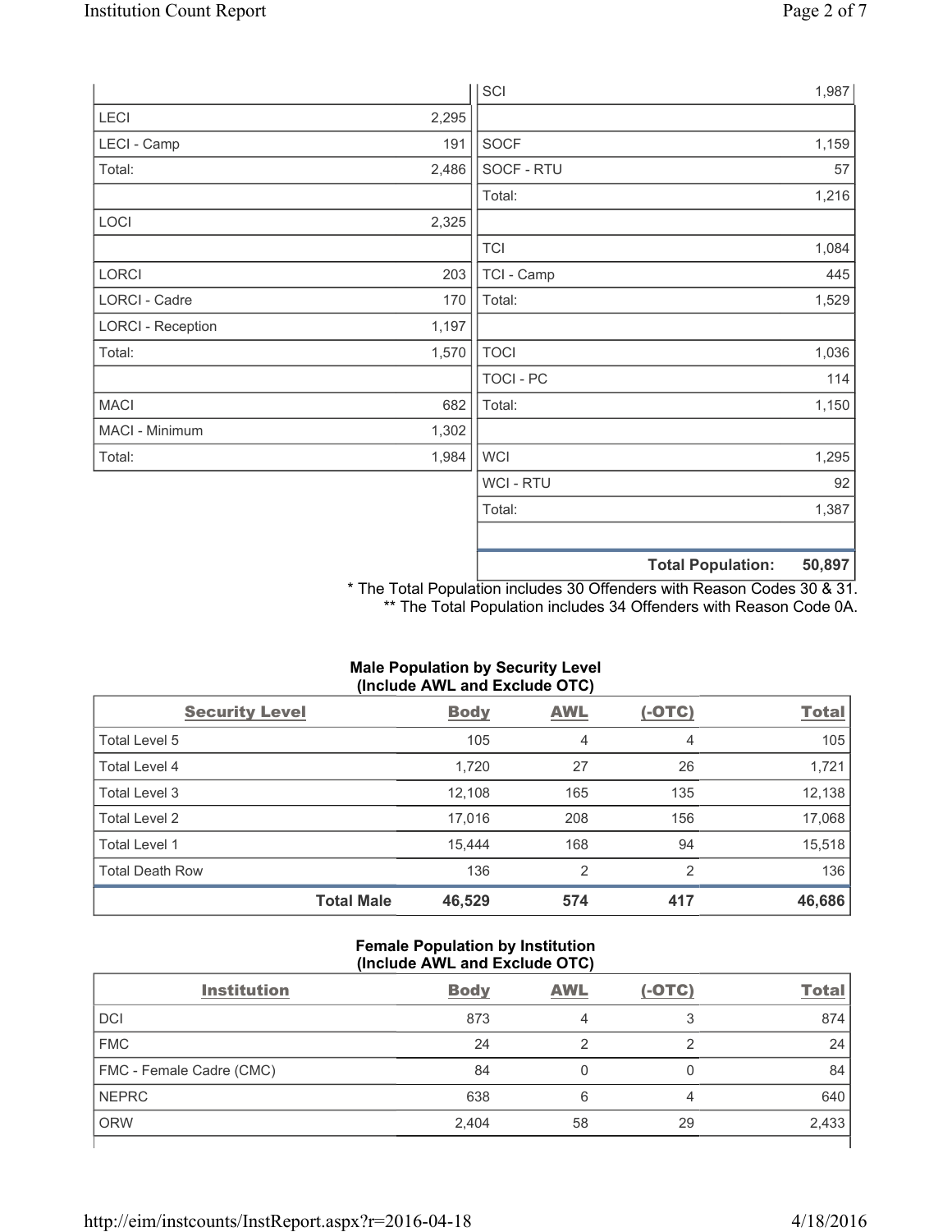| | |
|---|---|
| LECI | 2,295 |
| LECI - Camp | 191 |
| Total: | 2,486 |
| | |
| LOCI | 2,325 |
| | |
| LORCI | 203 |
| LORCI - Cadre | 170 |
| LORCI - Reception | 1,197 |
| Total: | 1,570 |
| | |
| MACI | 682 |
| MACI - Minimum | 1,302 |
| Total: | 1,984 |

| | |
|---|---|
| SCI | 1,987 |
| | |
| SOCF | 1,159 |
| SOCF - RTU | 57 |
| Total: | 1,216 |
| | |
| TCI | 1,084 |
| TCI - Camp | 445 |
| Total: | 1,529 |
| | |
| TOCI | 1,036 |
| TOCI - PC | 114 |
| Total: | 1,150 |
| | |
| WCI | 1,295 |
| WCI - RTU | 92 |
| Total: | 1,387 |
| | |
| **Total Population:** | **50,897** |

* The Total Population includes 30 Offenders with Reason Codes 30 & 31.
** The Total Population includes 34 Offenders with Reason Code 0A.

### Male Population by Security Level (Include AWL and Exclude OTC)

| Security Level | Body | AWL | (-OTC) | Total |
|---|---|---|---|---|
| Total Level 5 | 105 | 4 | 4 | 105 |
| Total Level 4 | 1,720 | 27 | 26 | 1,721 |
| Total Level 3 | 12,108 | 165 | 135 | 12,138 |
| Total Level 2 | 17,016 | 208 | 156 | 17,068 |
| Total Level 1 | 15,444 | 168 | 94 | 15,518 |
| Total Death Row | 136 | 2 | 2 | 136 |
| **Total Male** | **46,529** | **574** | **417** | **46,686** |

### Female Population by Institution (Include AWL and Exclude OTC)

| Institution | Body | AWL | (-OTC) | Total |
|---|---|---|---|---|
| DCI | 873 | 4 | 3 | 874 |
| FMC | 24 | 2 | 2 | 24 |
| FMC - Female Cadre (CMC) | 84 | 0 | 0 | 84 |
| NEPRC | 638 | 6 | 4 | 640 |
| ORW | 2,404 | 58 | 29 | 2,433 |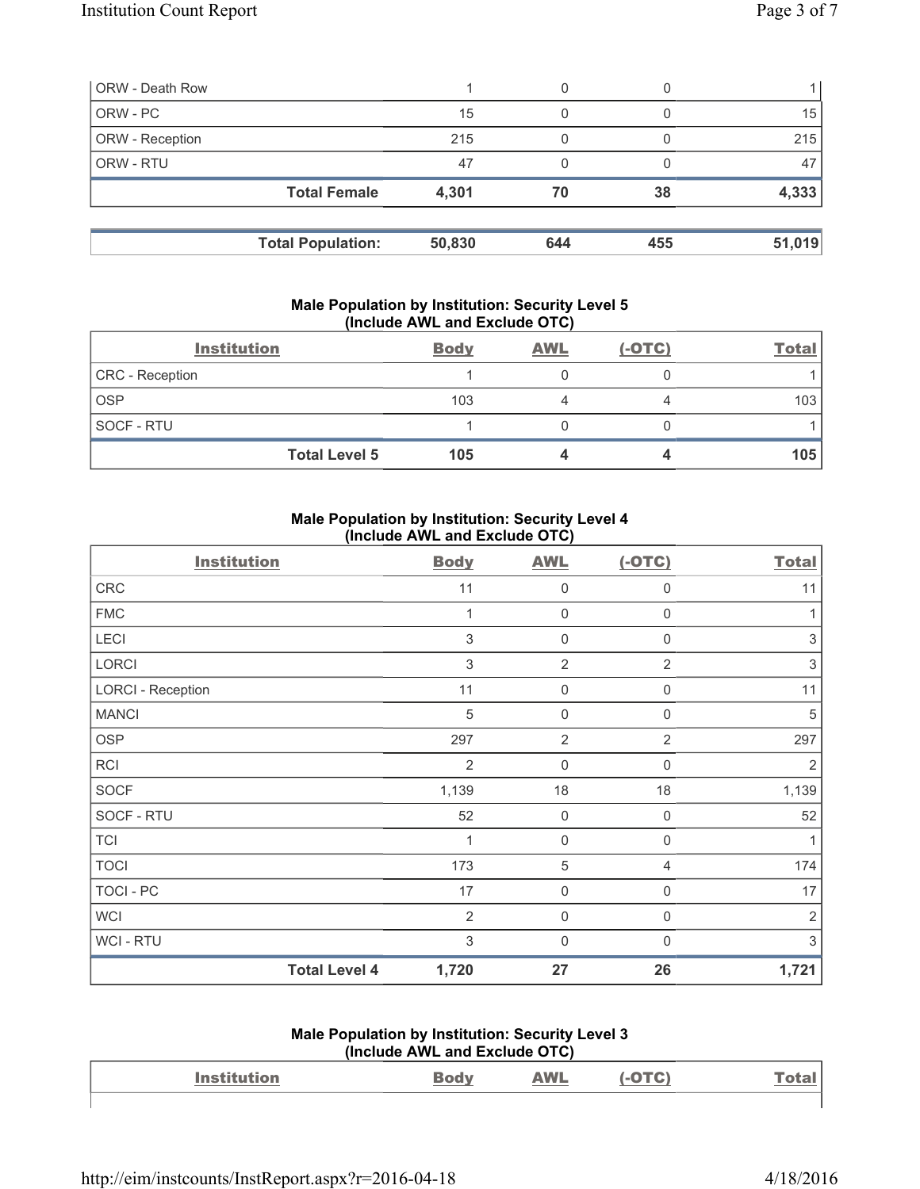| | | | | |
|---|---|---|---|---|
| ORW - Death Row | 1 | 0 | 0 | 1 |
| ORW - PC | 15 | 0 | 0 | 15 |
| ORW - Reception | 215 | 0 | 0 | 215 |
| ORW - RTU | 47 | 0 | 0 | 47 |
| **Total Female** | **4,301** | **70** | **38** | **4,333** |

| | | | | |
|---|---|---|---|---|
| **Total Population:** | **50,830** | **644** | **455** | **51,019** |

### Male Population by Institution: Security Level 5 (Include AWL and Exclude OTC)

| Institution | Body | AWL | (-OTC) | Total |
|---|---|---|---|---|
| CRC - Reception | 1 | 0 | 0 | 1 |
| OSP | 103 | 4 | 4 | 103 |
| SOCF - RTU | 1 | 0 | 0 | 1 |
| **Total Level 5** | **105** | **4** | **4** | **105** |

### Male Population by Institution: Security Level 4 (Include AWL and Exclude OTC)

| Institution | Body | AWL | (-OTC) | Total |
|---|---|---|---|---|
| CRC | 11 | 0 | 0 | 11 |
| FMC | 1 | 0 | 0 | 1 |
| LECI | 3 | 0 | 0 | 3 |
| LORCI | 3 | 2 | 2 | 3 |
| LORCI - Reception | 11 | 0 | 0 | 11 |
| MANCI | 5 | 0 | 0 | 5 |
| OSP | 297 | 2 | 2 | 297 |
| RCI | 2 | 0 | 0 | 2 |
| SOCF | 1,139 | 18 | 18 | 1,139 |
| SOCF - RTU | 52 | 0 | 0 | 52 |
| TCI | 1 | 0 | 0 | 1 |
| TOCI | 173 | 5 | 4 | 174 |
| TOCI - PC | 17 | 0 | 0 | 17 |
| WCI | 2 | 0 | 0 | 2 |
| WCI - RTU | 3 | 0 | 0 | 3 |
| **Total Level 4** | **1,720** | **27** | **26** | **1,721** |

### Male Population by Institution: Security Level 3 (Include AWL and Exclude OTC)

| Institution | Body | AWL | (-OTC) | Total |
|---|---|---|---|---|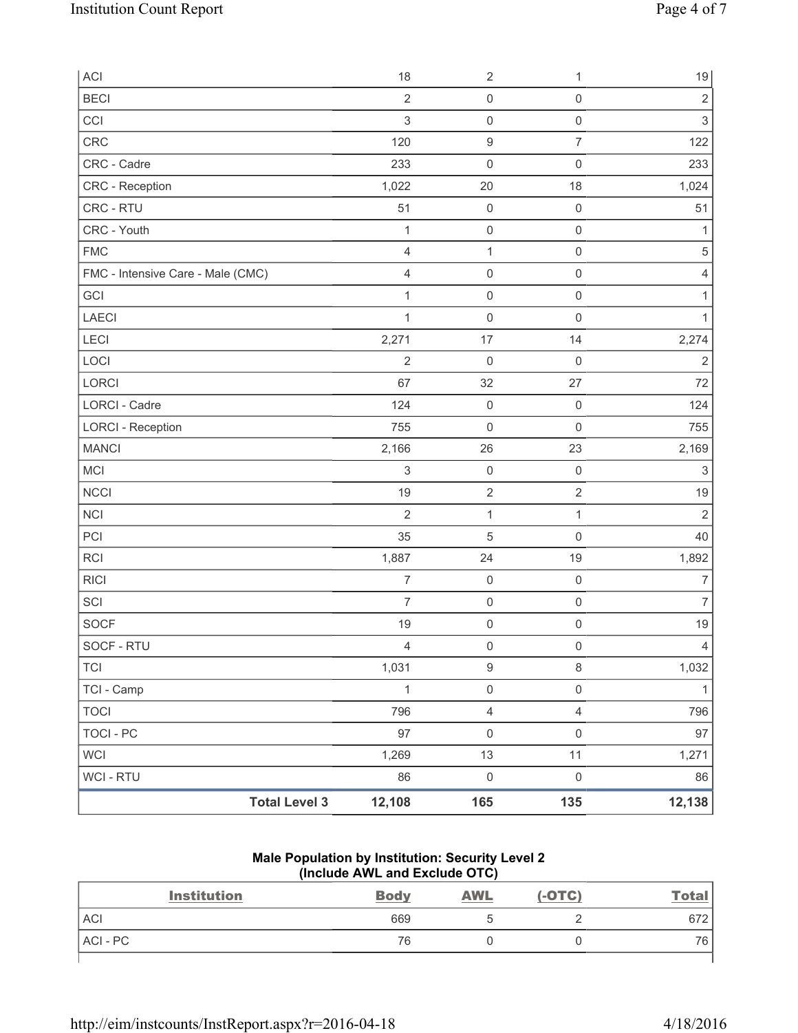| ACI | 18 | 2 | 1 | 19 |
|---|---|---|---|---|
| BECI | 2 | 0 | 0 | 2 |
| CCI | 3 | 0 | 0 | 3 |
| CRC | 120 | 9 | 7 | 122 |
| CRC - Cadre | 233 | 0 | 0 | 233 |
| CRC - Reception | 1,022 | 20 | 18 | 1,024 |
| CRC - RTU | 51 | 0 | 0 | 51 |
| CRC - Youth | 1 | 0 | 0 | 1 |
| FMC | 4 | 1 | 0 | 5 |
| FMC - Intensive Care - Male (CMC) | 4 | 0 | 0 | 4 |
| GCI | 1 | 0 | 0 | 1 |
| LAECI | 1 | 0 | 0 | 1 |
| LECI | 2,271 | 17 | 14 | 2,274 |
| LOCI | 2 | 0 | 0 | 2 |
| LORCI | 67 | 32 | 27 | 72 |
| LORCI - Cadre | 124 | 0 | 0 | 124 |
| LORCI - Reception | 755 | 0 | 0 | 755 |
| MANCI | 2,166 | 26 | 23 | 2,169 |
| MCI | 3 | 0 | 0 | 3 |
| NCCI | 19 | 2 | 2 | 19 |
| NCI | 2 | 1 | 1 | 2 |
| PCI | 35 | 5 | 0 | 40 |
| RCI | 1,887 | 24 | 19 | 1,892 |
| RICI | 7 | 0 | 0 | 7 |
| SCI | 7 | 0 | 0 | 7 |
| SOCF | 19 | 0 | 0 | 19 |
| SOCF - RTU | 4 | 0 | 0 | 4 |
| TCI | 1,031 | 9 | 8 | 1,032 |
| TCI - Camp | 1 | 0 | 0 | 1 |
| TOCI | 796 | 4 | 4 | 796 |
| TOCI - PC | 97 | 0 | 0 | 97 |
| WCI | 1,269 | 13 | 11 | 1,271 |
| WCI - RTU | 86 | 0 | 0 | 86 |
| **Total Level 3** | **12,108** | **165** | **135** | **12,138** |

## Male Population by Institution: Security Level 2
## (Include AWL and Exclude OTC)

| Institution | Body | AWL | (-OTC) | Total |
|---|---|---|---|---|
| ACI | 669 | 5 | 2 | 672 |
| ACI - PC | 76 | 0 | 0 | 76 |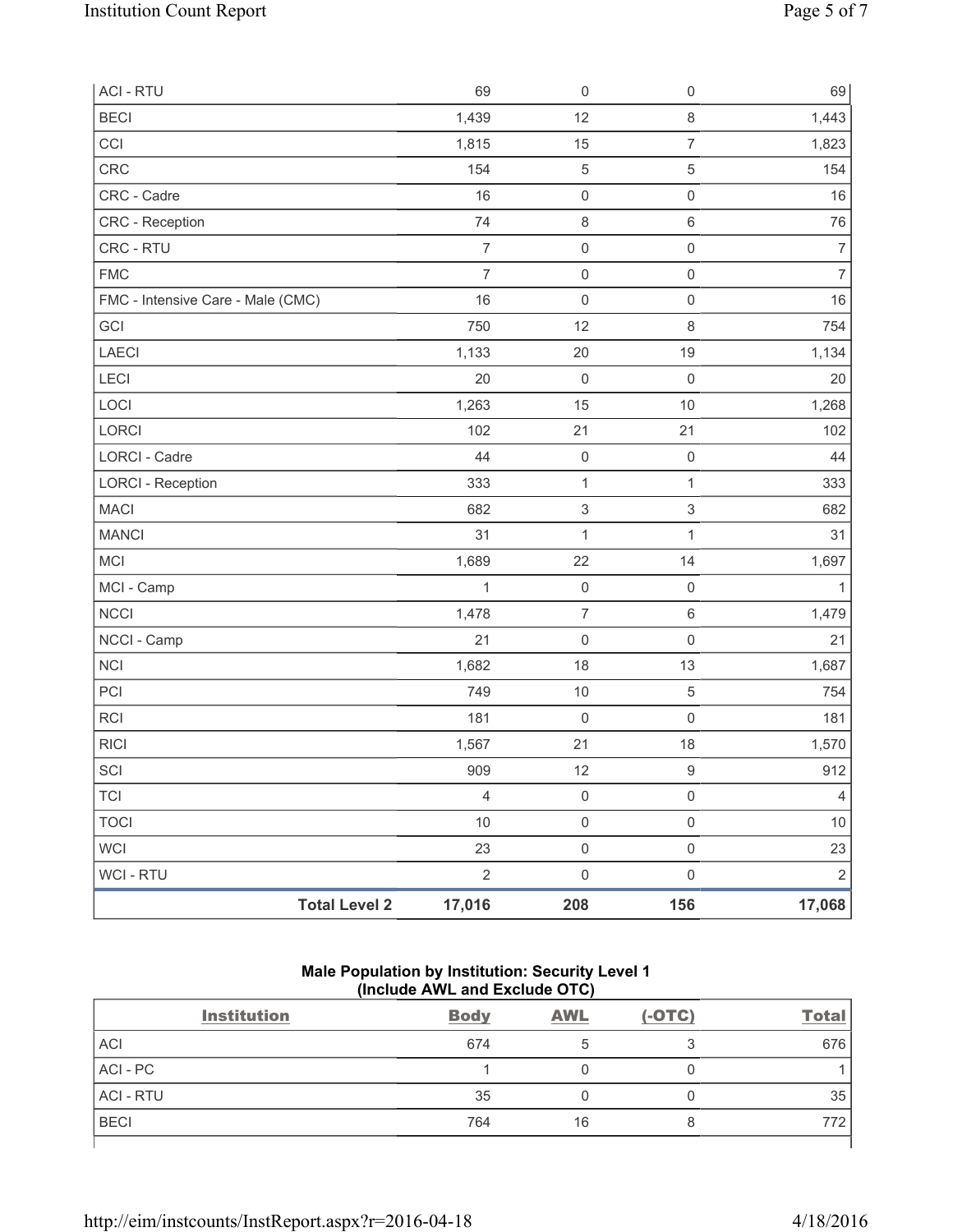| | | | | |
|---|---|---|---|---|
| ACI - RTU | 69 | 0 | 0 | 69 |
| BECI | 1,439 | 12 | 8 | 1,443 |
| CCI | 1,815 | 15 | 7 | 1,823 |
| CRC | 154 | 5 | 5 | 154 |
| CRC - Cadre | 16 | 0 | 0 | 16 |
| CRC - Reception | 74 | 8 | 6 | 76 |
| CRC - RTU | 7 | 0 | 0 | 7 |
| FMC | 7 | 0 | 0 | 7 |
| FMC - Intensive Care - Male (CMC) | 16 | 0 | 0 | 16 |
| GCI | 750 | 12 | 8 | 754 |
| LAECI | 1,133 | 20 | 19 | 1,134 |
| LECI | 20 | 0 | 0 | 20 |
| LOCI | 1,263 | 15 | 10 | 1,268 |
| LORCI | 102 | 21 | 21 | 102 |
| LORCI - Cadre | 44 | 0 | 0 | 44 |
| LORCI - Reception | 333 | 1 | 1 | 333 |
| MACI | 682 | 3 | 3 | 682 |
| MANCI | 31 | 1 | 1 | 31 |
| MCI | 1,689 | 22 | 14 | 1,697 |
| MCI - Camp | 1 | 0 | 0 | 1 |
| NCCI | 1,478 | 7 | 6 | 1,479 |
| NCCI - Camp | 21 | 0 | 0 | 21 |
| NCI | 1,682 | 18 | 13 | 1,687 |
| PCI | 749 | 10 | 5 | 754 |
| RCI | 181 | 0 | 0 | 181 |
| RICI | 1,567 | 21 | 18 | 1,570 |
| SCI | 909 | 12 | 9 | 912 |
| TCI | 4 | 0 | 0 | 4 |
| TOCI | 10 | 0 | 0 | 10 |
| WCI | 23 | 0 | 0 | 23 |
| WCI - RTU | 2 | 0 | 0 | 2 |
| **Total Level 2** | **17,016** | **208** | **156** | **17,068** |

**Male Population by Institution: Security Level 1 (Include AWL and Exclude OTC)**

| Institution | Body | AWL | (-OTC) | Total |
|---|---|---|---|---|
| ACI | 674 | 5 | 3 | 676 |
| ACI - PC | 1 | 0 | 0 | 1 |
| ACI - RTU | 35 | 0 | 0 | 35 |
| BECI | 764 | 16 | 8 | 772 |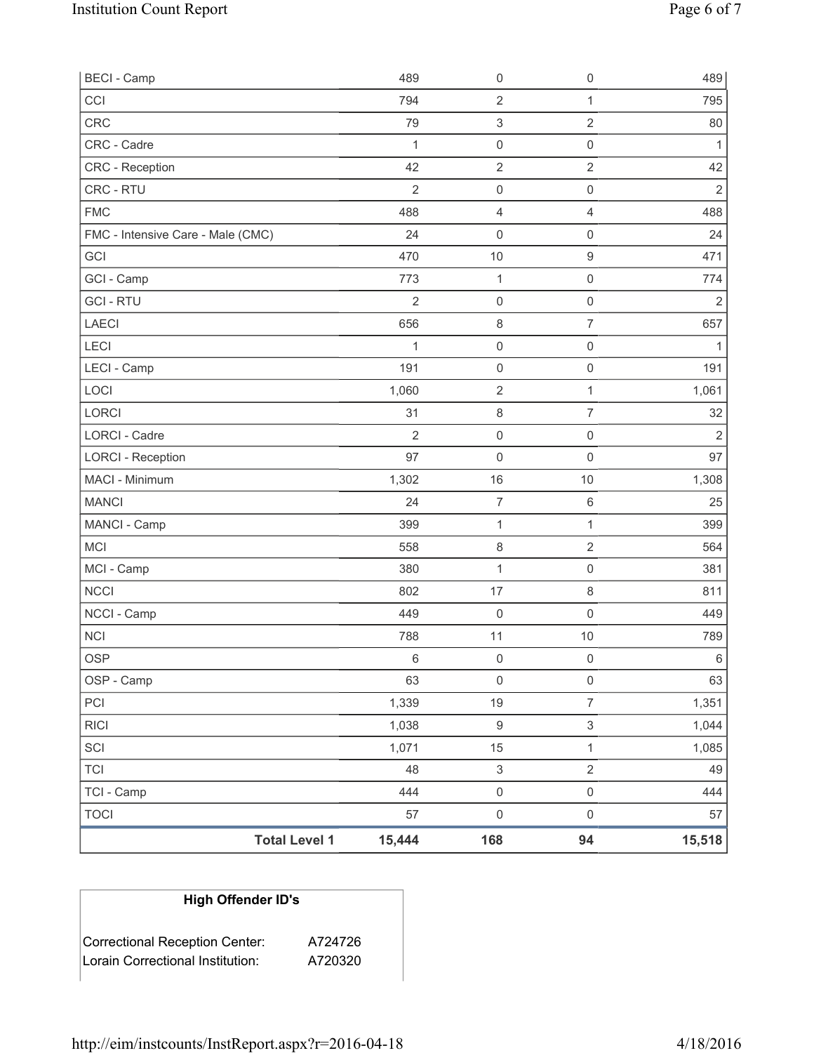| | | | | |
|---|---|---|---|---|
| BECI - Camp | 489 | 0 | 0 | 489 |
| CCI | 794 | 2 | 1 | 795 |
| CRC | 79 | 3 | 2 | 80 |
| CRC - Cadre | 1 | 0 | 0 | 1 |
| CRC - Reception | 42 | 2 | 2 | 42 |
| CRC - RTU | 2 | 0 | 0 | 2 |
| FMC | 488 | 4 | 4 | 488 |
| FMC - Intensive Care - Male (CMC) | 24 | 0 | 0 | 24 |
| GCI | 470 | 10 | 9 | 471 |
| GCI - Camp | 773 | 1 | 0 | 774 |
| GCI - RTU | 2 | 0 | 0 | 2 |
| LAECI | 656 | 8 | 7 | 657 |
| LECI | 1 | 0 | 0 | 1 |
| LECI - Camp | 191 | 0 | 0 | 191 |
| LOCI | 1,060 | 2 | 1 | 1,061 |
| LORCI | 31 | 8 | 7 | 32 |
| LORCI - Cadre | 2 | 0 | 0 | 2 |
| LORCI - Reception | 97 | 0 | 0 | 97 |
| MACI - Minimum | 1,302 | 16 | 10 | 1,308 |
| MANCI | 24 | 7 | 6 | 25 |
| MANCI - Camp | 399 | 1 | 1 | 399 |
| MCI | 558 | 8 | 2 | 564 |
| MCI - Camp | 380 | 1 | 0 | 381 |
| NCCI | 802 | 17 | 8 | 811 |
| NCCI - Camp | 449 | 0 | 0 | 449 |
| NCI | 788 | 11 | 10 | 789 |
| OSP | 6 | 0 | 0 | 6 |
| OSP - Camp | 63 | 0 | 0 | 63 |
| PCI | 1,339 | 19 | 7 | 1,351 |
| RICI | 1,038 | 9 | 3 | 1,044 |
| SCI | 1,071 | 15 | 1 | 1,085 |
| TCI | 48 | 3 | 2 | 49 |
| TCI - Camp | 444 | 0 | 0 | 444 |
| TOCI | 57 | 0 | 0 | 57 |
| **Total Level 1** | **15,444** | **168** | **94** | **15,518** |

| High Offender ID's | |
|---|---|
| Correctional Reception Center: | A724726 |
| Lorain Correctional Institution: | A720320 |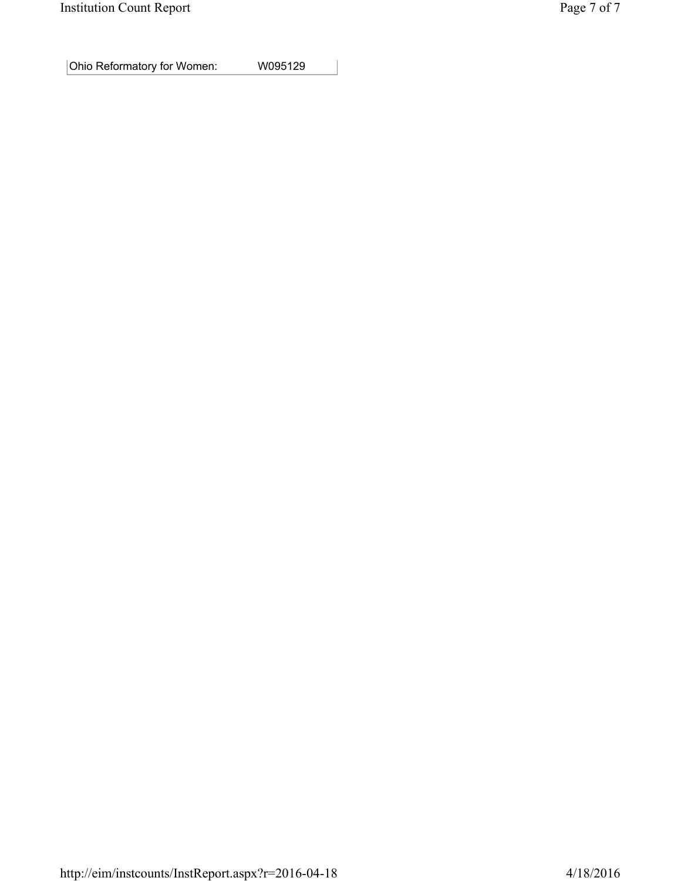| | |
|---|---|
| Ohio Reformatory for Women: | W095129 |